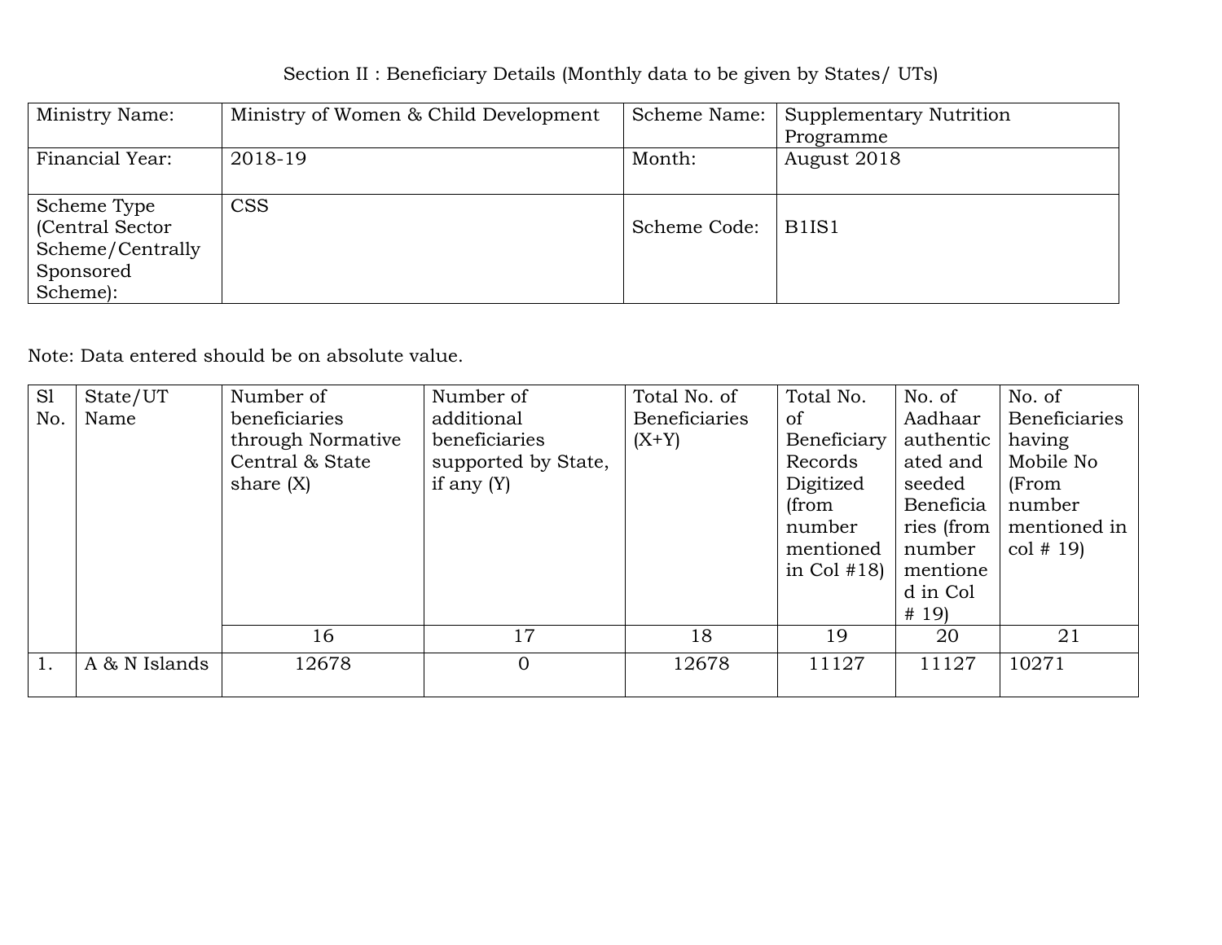Section II : Beneficiary Details (Monthly data to be given by States/ UTs)

| Ministry Name: | Ministry of Women & Child Development | Scheme Name: | Supplementary Nutrition Programme |
|---|---|---|---|
| Financial Year: | 2018-19 | Month: | August 2018 |
| Scheme Type (Central Sector Scheme/Centrally Sponsored Scheme): | CSS | Scheme Code: | B1IS1 |

Note: Data entered should be on absolute value.

| Sl No. | State/UT Name | Number of beneficiaries through Normative Central & State share (X) | Number of additional beneficiaries supported by State, if any (Y) | Total No. of Beneficiaries (X+Y) | Total No. of Beneficiary Records Digitized (from number mentioned in Col #18) | No. of Aadhaar authenticated and seeded Beneficiaries (from number mentioned in Col # 19) | No. of Beneficiaries having Mobile No (From number mentioned in col # 19) |
|---|---|---|---|---|---|---|---|
| | | 16 | 17 | 18 | 19 | 20 | 21 |
| 1. | A & N Islands | 12678 | 0 | 12678 | 11127 | 11127 | 10271 |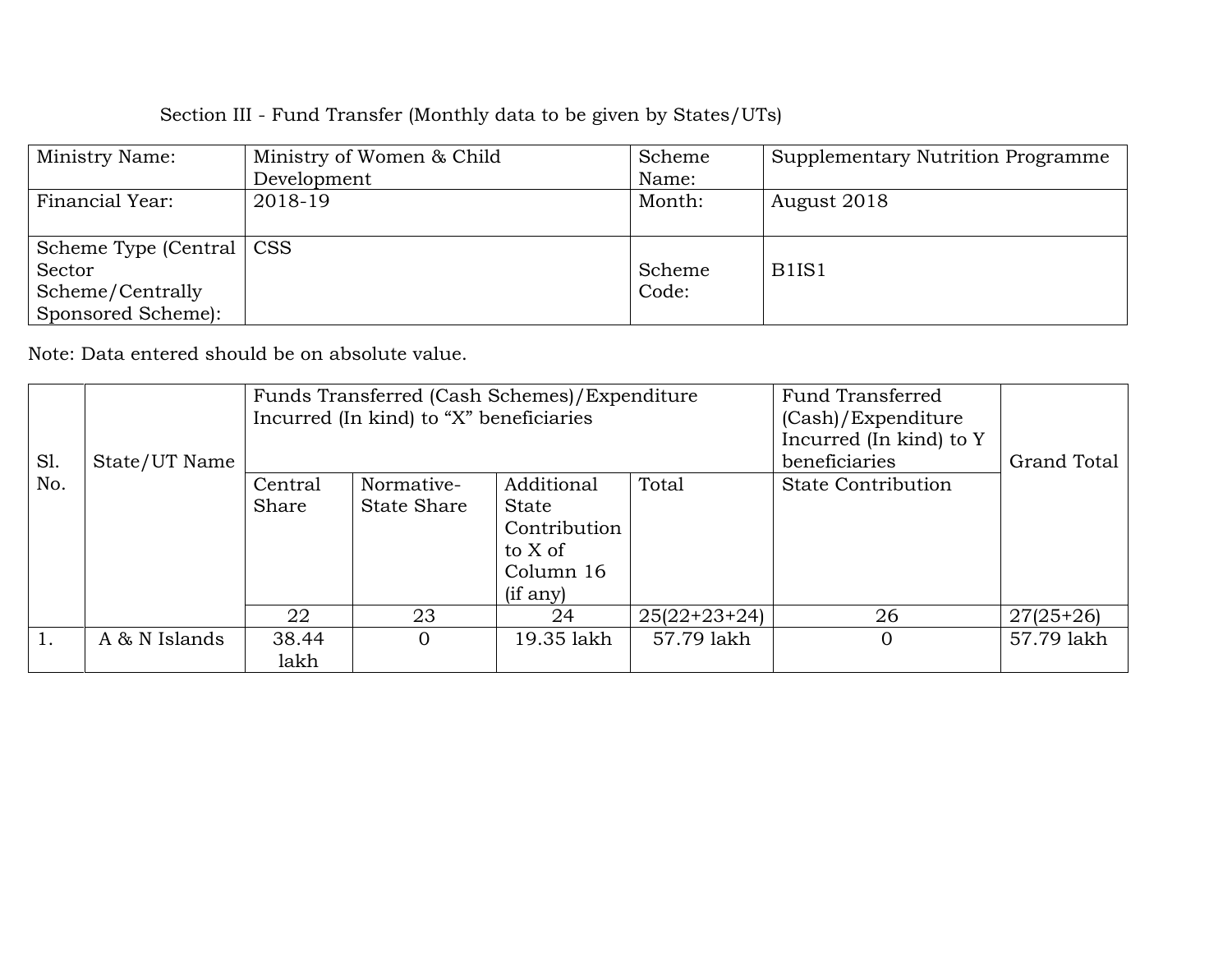Section III - Fund Transfer (Monthly data to be given by States/UTs)

| Ministry Name: | Ministry of Women & Child Development | Scheme Name: | Supplementary Nutrition Programme |
|---|---|---|---|
| Financial Year: | 2018-19 | Month: | August 2018 |
| Scheme Type (Central Sector Scheme/Centrally Sponsored Scheme): | CSS | Scheme Code: | B1IS1 |

Note: Data entered should be on absolute value.

| Sl. No. | State/UT Name | Funds Transferred (Cash Schemes)/Expenditure Incurred (In kind) to "X" beneficiaries | | | | Fund Transferred (Cash)/Expenditure Incurred (In kind) to Y beneficiaries | Grand Total |
|---|---|---|---|---|---|---|---|
| | | Central Share | Normative-State Share | Additional State Contribution to X of Column 16 (if any) | Total | State Contribution | |
| | | 22 | 23 | 24 | 25(22+23+24) | 26 | 27(25+26) |
| 1. | A & N Islands | 38.44 lakh | 0 | 19.35 lakh | 57.79 lakh | 0 | 57.79 lakh |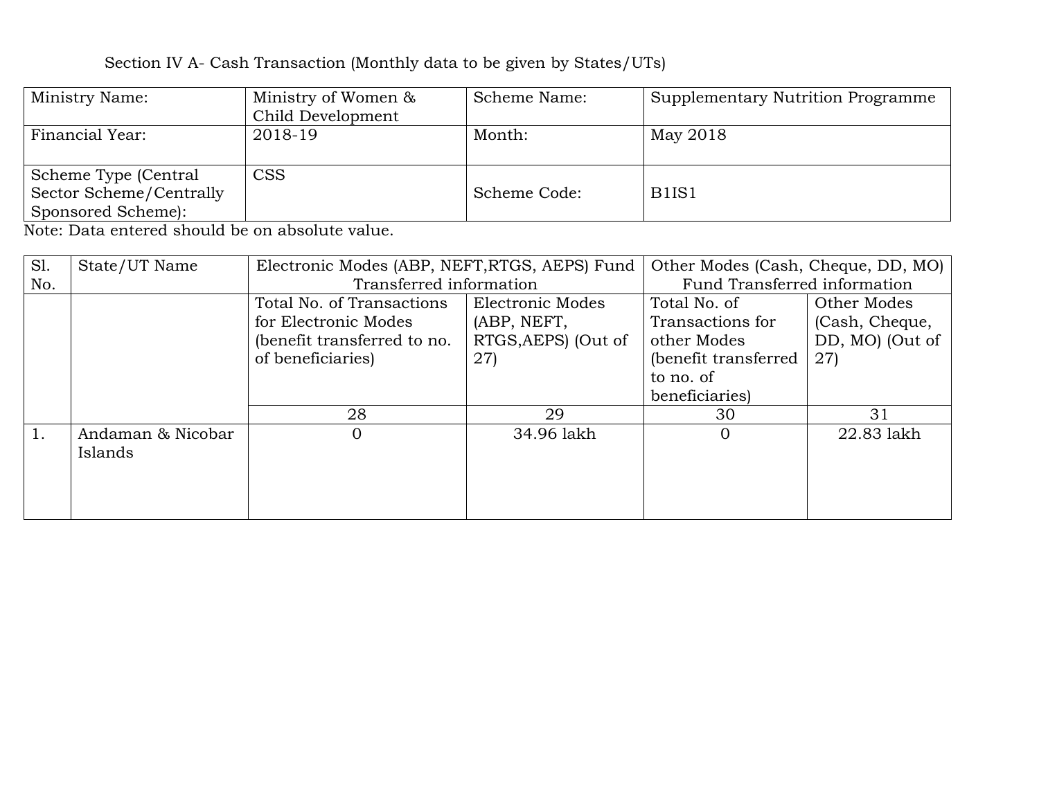Section IV A- Cash Transaction (Monthly data to be given by States/UTs)

| Ministry Name: | Ministry of Women & Child Development | Scheme Name: | Supplementary Nutrition Programme |
|---|---|---|---|
| Financial Year: | 2018-19 | Month: | May 2018 |
| Scheme Type (Central Sector Scheme/Centrally Sponsored Scheme): | CSS | Scheme Code: | B1IS1 |

Note: Data entered should be on absolute value.

| Sl. No. | State/UT Name | Electronic Modes (ABP, NEFT,RTGS, AEPS) Fund Transferred information | | Other Modes (Cash, Cheque, DD, MO) Fund Transferred information | |
|---|---|---|---|---|---|
| | | Total No. of Transactions for Electronic Modes (benefit transferred to no. of beneficiaries) | Electronic Modes (ABP, NEFT, RTGS,AEPS) (Out of 27) | Total No. of Transactions for other Modes (benefit transferred to no. of beneficiaries) | Other Modes (Cash, Cheque, DD, MO) (Out of 27) |
| | | 28 | 29 | 30 | 31 |
| 1. | Andaman & Nicobar Islands | 0 | 34.96 lakh | 0 | 22.83 lakh |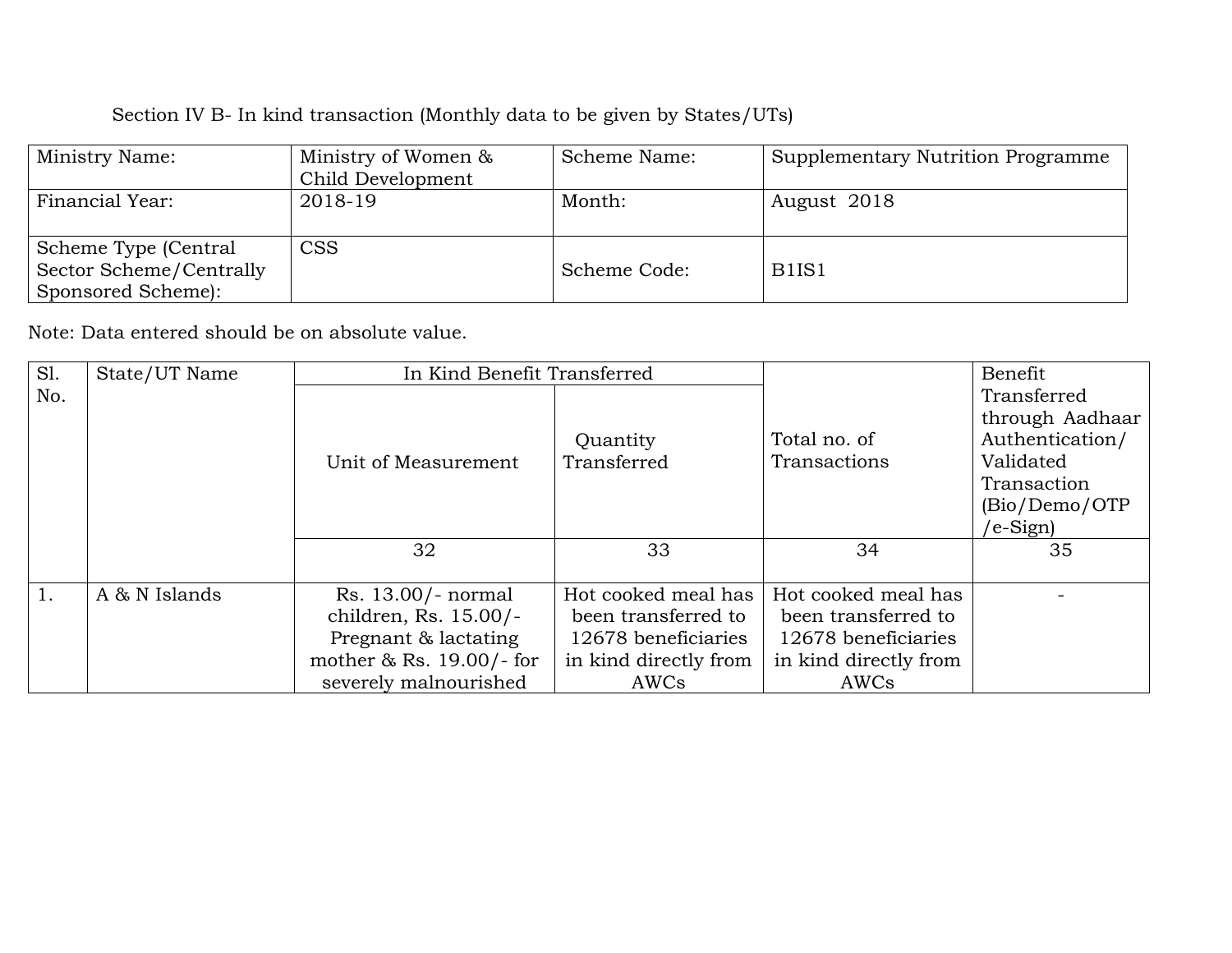Section IV B- In kind transaction (Monthly data to be given by States/UTs)

| Ministry Name: | Ministry of Women & Child Development | Scheme Name: | Supplementary Nutrition Programme |
|---|---|---|---|
| Financial Year: | 2018-19 | Month: | August 2018 |
| Scheme Type (Central Sector Scheme/Centrally Sponsored Scheme): | CSS | Scheme Code: | B1IS1 |

Note: Data entered should be on absolute value.

| Sl. No. | State/UT Name | In Kind Benefit Transferred | | Total no. of Transactions | Benefit Transferred through Aadhaar Authentication/ Validated Transaction (Bio/Demo/OTP /e-Sign) |
|---|---|---|---|---|---|
| | | Unit of Measurement | Quantity Transferred | | |
| | | 32 | 33 | 34 | 35 |
| 1. | A & N Islands | Rs. 13.00/- normal children, Rs. 15.00/- Pregnant & lactating mother & Rs. 19.00/- for severely malnourished | Hot cooked meal has been transferred to 12678 beneficiaries in kind directly from AWCs | Hot cooked meal has been transferred to 12678 beneficiaries in kind directly from AWCs | - |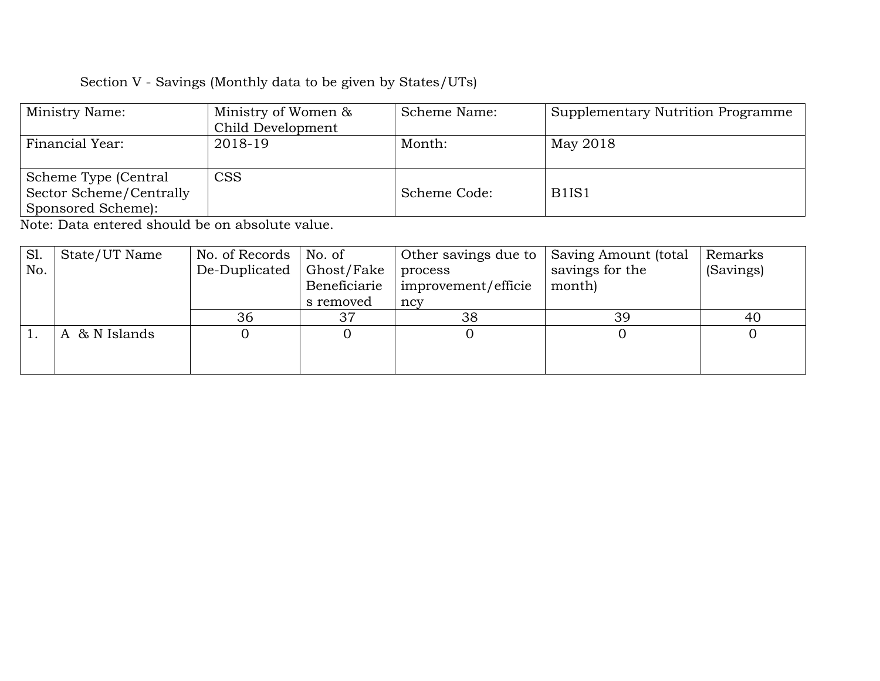Section V - Savings (Monthly data to be given by States/UTs)

| Ministry Name: | Ministry of Women & Child Development | Scheme Name: | Supplementary Nutrition Programme |
|---|---|---|---|
| Financial Year: | 2018-19 | Month: | May 2018 |
| Scheme Type (Central Sector Scheme/Centrally Sponsored Scheme): | CSS | Scheme Code: | B1IS1 |

Note: Data entered should be on absolute value.

| Sl. No. | State/UT Name | No. of Records De-Duplicated | No. of Ghost/Fake Beneficiaries removed | Other savings due to process improvement/efficiency | Saving Amount (total savings for the month) | Remarks (Savings) |
|---|---|---|---|---|---|---|
| | | 36 | 37 | 38 | 39 | 40 |
| 1. | A & N Islands | 0 | 0 | 0 | 0 | 0 |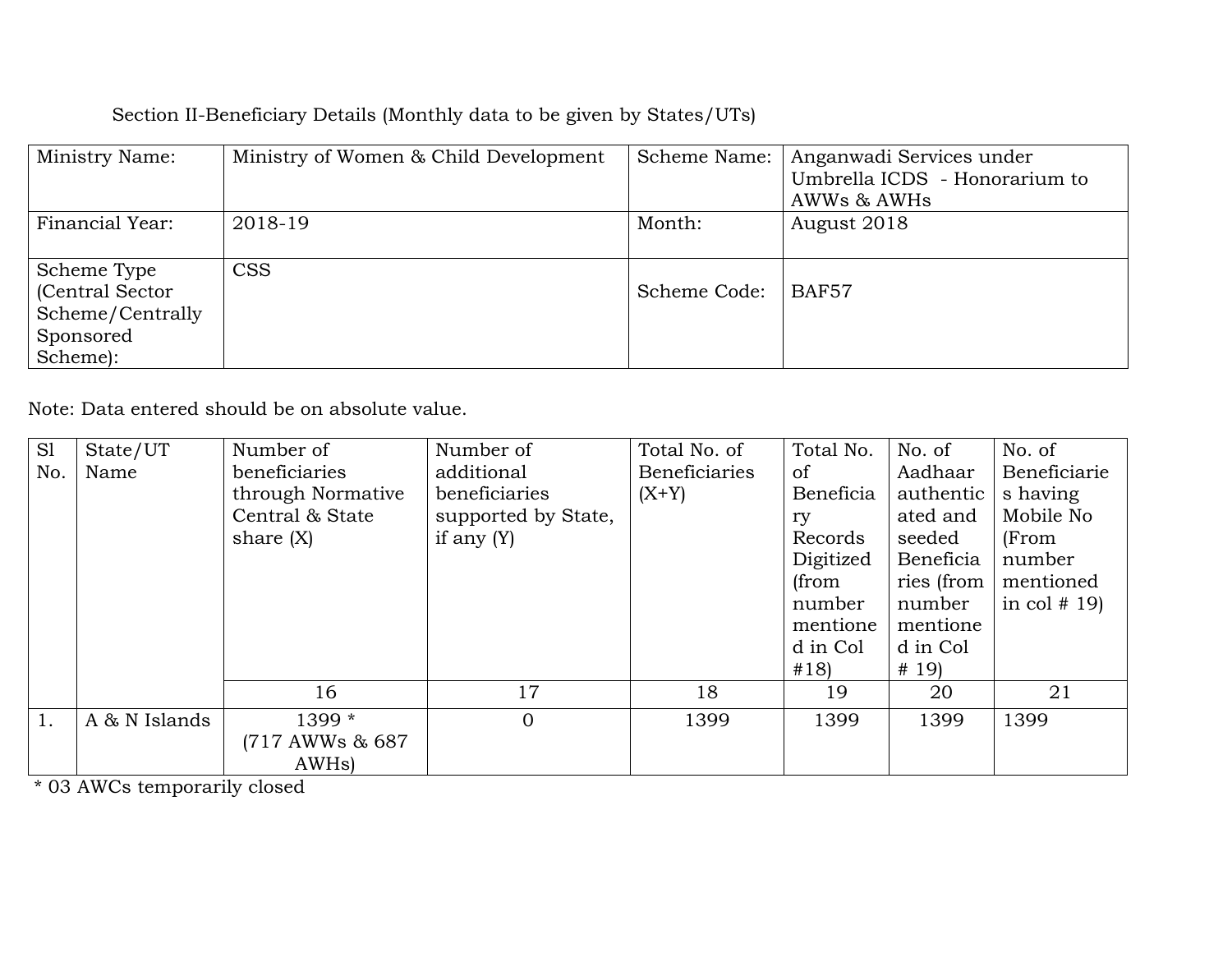Section II-Beneficiary Details (Monthly data to be given by States/UTs)

| Ministry Name: | Ministry of Women & Child Development | Scheme Name: | Anganwadi Services under Umbrella ICDS - Honorarium to AWWs & AWHs |
|---|---|---|---|
| Financial Year: | 2018-19 | Month: | August 2018 |
| Scheme Type (Central Sector Scheme/Centrally Sponsored Scheme): | CSS | Scheme Code: | BAF57 |

Note: Data entered should be on absolute value.

| Sl No. | State/UT Name | Number of beneficiaries through Normative Central & State share (X) | Number of additional beneficiaries supported by State, if any (Y) | Total No. of Beneficiaries (X+Y) | Total No. of Beneficiary Records Digitized (from number mentioned in Col #18) | No. of Aadhaar authenticated and seeded Beneficiaries (from number mentioned in Col # 19) | No. of Beneficiaries having Mobile No (From number mentioned in col # 19) |
|---|---|---|---|---|---|---|---|
| | | 16 | 17 | 18 | 19 | 20 | 21 |
| 1. | A & N Islands | 1399 * (717 AWWs & 687 AWHs) | 0 | 1399 | 1399 | 1399 | 1399 |

* 03 AWCs temporarily closed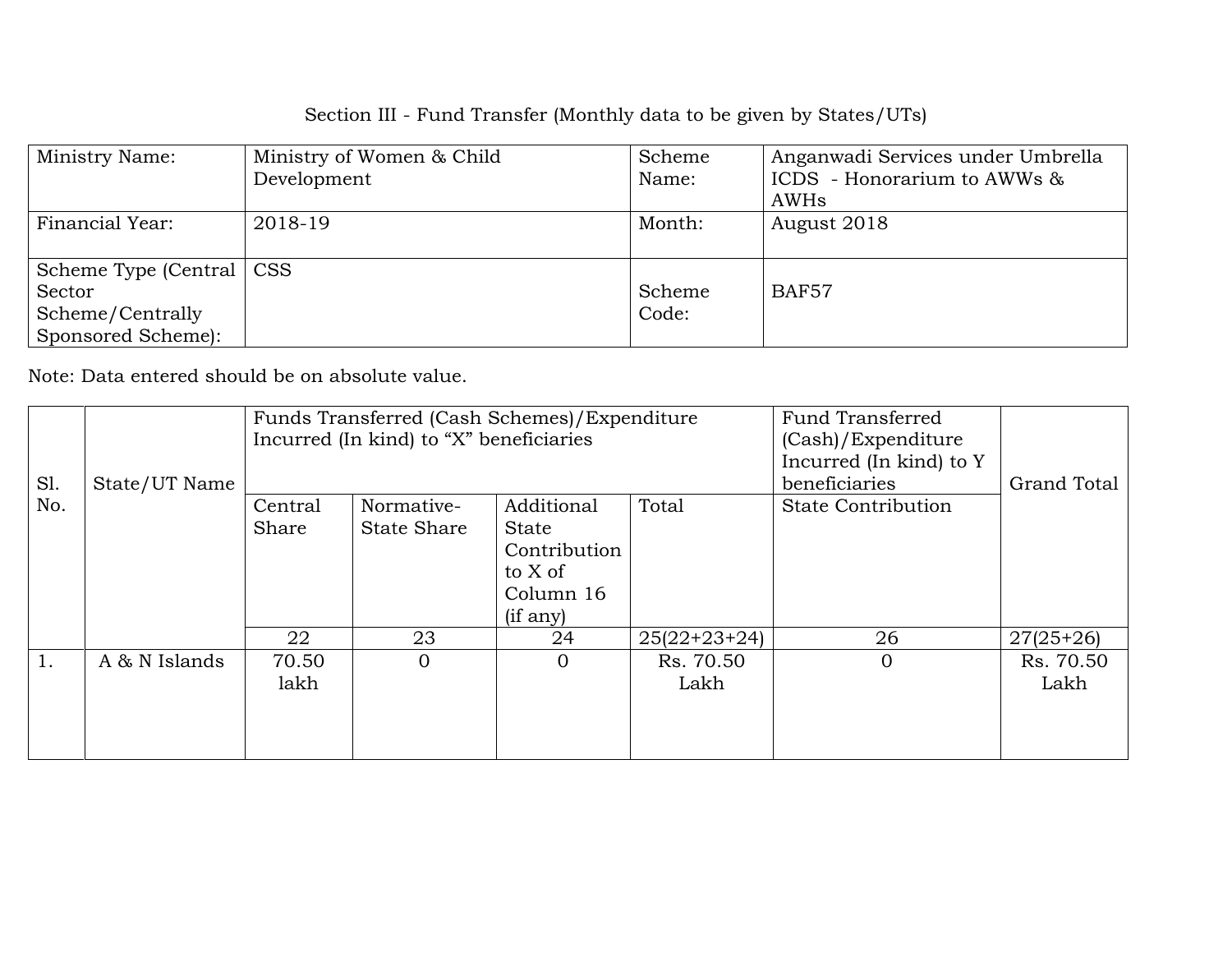Section III - Fund Transfer (Monthly data to be given by States/UTs)

| Ministry Name: | Ministry of Women & Child Development | Scheme Name: | Anganwadi Services under Umbrella ICDS - Honorarium to AWWs & AWHs |
|---|---|---|---|
| Financial Year: | 2018-19 | Month: | August 2018 |
| Scheme Type (Central Sector Scheme/Centrally Sponsored Scheme): | CSS | Scheme Code: | BAF57 |

Note: Data entered should be on absolute value.

| Sl. No. | State/UT Name | Funds Transferred (Cash Schemes)/Expenditure Incurred (In kind) to "X" beneficiaries | | | | Fund Transferred (Cash)/Expenditure Incurred (In kind) to Y beneficiaries | Grand Total |
|---|---|---|---|---|---|---|---|
| | | Central Share | Normative-State Share | Additional State Contribution to X of Column 16 (if any) | Total | State Contribution | |
| | | 22 | 23 | 24 | 25(22+23+24) | 26 | 27(25+26) |
| 1. | A & N Islands | 70.50 lakh | 0 | 0 | Rs. 70.50 Lakh | 0 | Rs. 70.50 Lakh |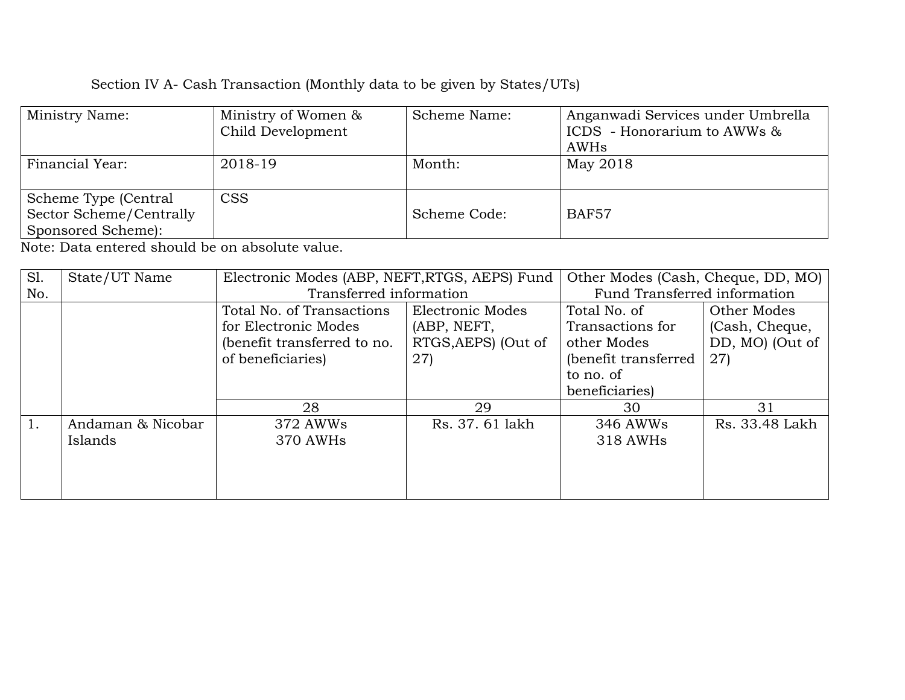Section IV A- Cash Transaction (Monthly data to be given by States/UTs)

| Ministry Name: | Ministry of Women & Child Development | Scheme Name: | Anganwadi Services under Umbrella ICDS - Honorarium to AWWs & AWHs |
|---|---|---|---|
| Financial Year: | 2018-19 | Month: | May 2018 |
| Scheme Type (Central Sector Scheme/Centrally Sponsored Scheme): | CSS | Scheme Code: | BAF57 |

Note: Data entered should be on absolute value.

| Sl. No. | State/UT Name | Electronic Modes (ABP, NEFT,RTGS, AEPS) Fund Transferred information | | Other Modes (Cash, Cheque, DD, MO) Fund Transferred information | |
|---|---|---|---|---|---|
| | | Total No. of Transactions for Electronic Modes (benefit transferred to no. of beneficiaries) | Electronic Modes (ABP, NEFT, RTGS,AEPS) (Out of 27) | Total No. of Transactions for other Modes (benefit transferred to no. of beneficiaries) | Other Modes (Cash, Cheque, DD, MO) (Out of 27) |
| | | 28 | 29 | 30 | 31 |
| 1. | Andaman & Nicobar Islands | 372 AWWs<br>370 AWHs | Rs. 37. 61 lakh | 346 AWWs<br>318 AWHs | Rs. 33.48 Lakh |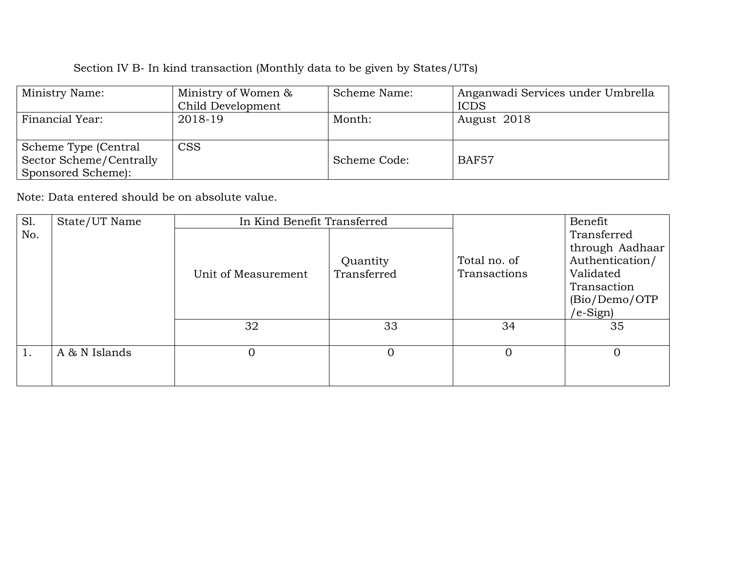Section IV B- In kind transaction (Monthly data to be given by States/UTs)

| Ministry Name: | Ministry of Women & Child Development | Scheme Name: | Anganwadi Services under Umbrella ICDS |
|---|---|---|---|
| Financial Year: | 2018-19 | Month: | August 2018 |
| Scheme Type (Central Sector Scheme/Centrally Sponsored Scheme): | CSS | Scheme Code: | BAF57 |

Note: Data entered should be on absolute value.

| Sl. No. | State/UT Name | In Kind Benefit Transferred | | Total no. of Transactions | Benefit Transferred through Aadhaar Authentication/ Validated Transaction (Bio/Demo/OTP /e-Sign) |
|---|---|---|---|---|---|
| | | Unit of Measurement | Quantity Transferred | | |
| | | 32 | 33 | 34 | 35 |
| 1. | A & N Islands | 0 | 0 | 0 | 0 |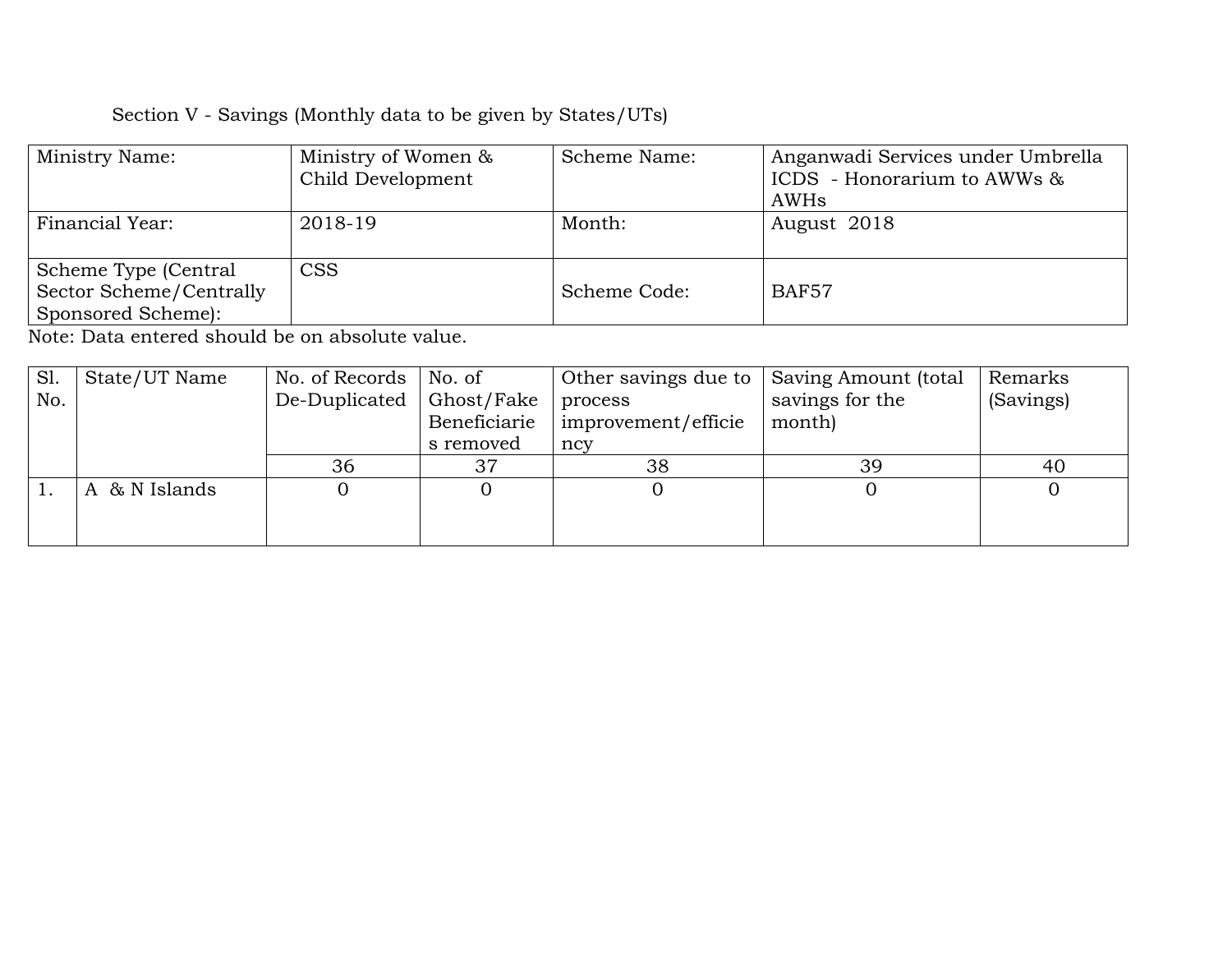Section V - Savings (Monthly data to be given by States/UTs)

| Ministry Name: | Ministry of Women & Child Development | Scheme Name: | Anganwadi Services under Umbrella ICDS - Honorarium to AWWs & AWHs |
|---|---|---|---|
| Financial Year: | 2018-19 | Month: | August 2018 |
| Scheme Type (Central Sector Scheme/Centrally Sponsored Scheme): | CSS | Scheme Code: | BAF57 |

Note: Data entered should be on absolute value.

| Sl. No. | State/UT Name | No. of Records De-Duplicated | No. of Ghost/Fake Beneficiaries removed | Other savings due to process improvement/efficiency | Saving Amount (total savings for the month) | Remarks (Savings) |
|---|---|---|---|---|---|---|
| | | 36 | 37 | 38 | 39 | 40 |
| 1. | A & N Islands | 0 | 0 | 0 | 0 | 0 |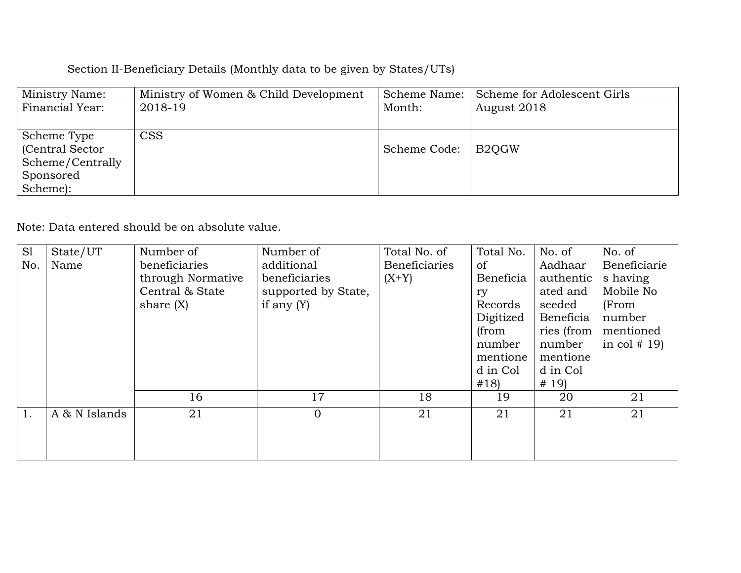Section II-Beneficiary Details (Monthly data to be given by States/UTs)

| Ministry Name: | Ministry of Women & Child Development | Scheme Name: | Scheme for Adolescent Girls |
|---|---|---|---|
| Financial Year: | 2018-19 | Month: | August 2018 |
| Scheme Type (Central Sector Scheme/Centrally Sponsored Scheme): | CSS | Scheme Code: | B2QGW |

Note: Data entered should be on absolute value.

| Sl No. | State/UT Name | Number of beneficiaries through Normative Central & State share (X) | Number of additional beneficiaries supported by State, if any (Y) | Total No. of Beneficiaries (X+Y) | Total No. of Beneficiary Records Digitized (from number mentioned in Col #18) | No. of Aadhaar authenticated and seeded Beneficiaries (from number mentioned in Col # 19) | No. of Beneficiaries having Mobile No (From number mentioned in col # 19) |
|---|---|---|---|---|---|---|---|
| | | 16 | 17 | 18 | 19 | 20 | 21 |
| 1. | A & N Islands | 21 | 0 | 21 | 21 | 21 | 21 |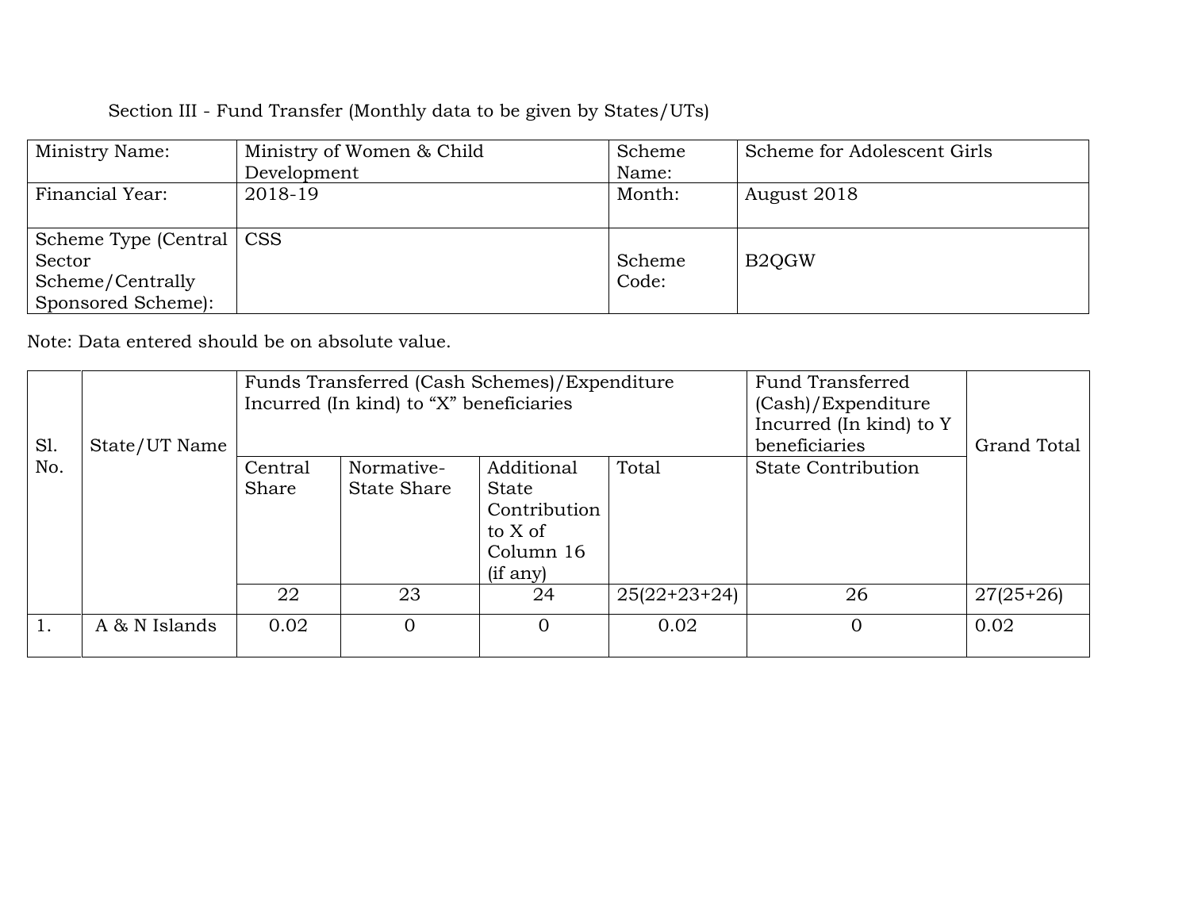Section III - Fund Transfer (Monthly data to be given by States/UTs)

| Ministry Name: | Ministry of Women & Child Development | Scheme Name: | Scheme for Adolescent Girls |
|---|---|---|---|
| Financial Year: | 2018-19 | Month: | August 2018 |
| Scheme Type (Central Sector Scheme/Centrally Sponsored Scheme): | CSS | Scheme Code: | B2QGW |

Note: Data entered should be on absolute value.

| Sl. No. | State/UT Name | Funds Transferred (Cash Schemes)/Expenditure Incurred (In kind) to "X" beneficiaries | | | | Fund Transferred (Cash)/Expenditure Incurred (In kind) to Y beneficiaries | Grand Total |
|---|---|---|---|---|---|---|---|
| | | Central Share | Normative-State Share | Additional State Contribution to X of Column 16 (if any) | Total | State Contribution | |
| | | 22 | 23 | 24 | 25(22+23+24) | 26 | 27(25+26) |
| 1. | A & N Islands | 0.02 | 0 | 0 | 0.02 | 0 | 0.02 |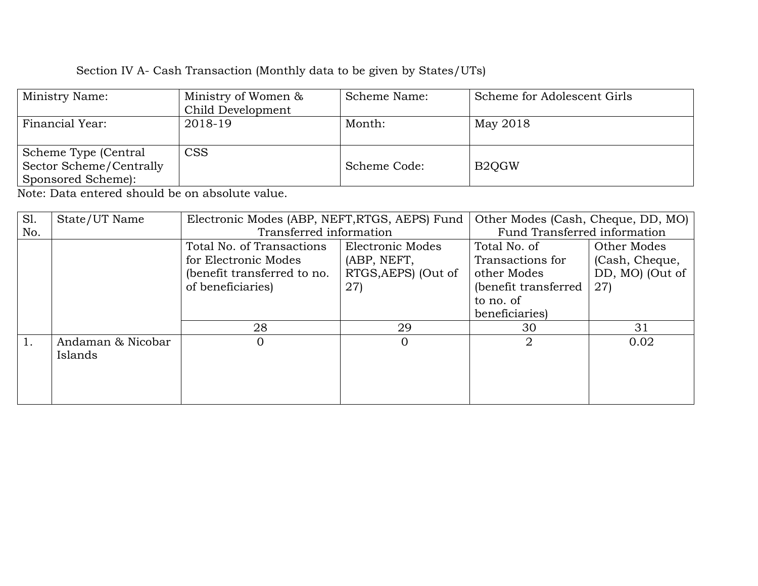Section IV A- Cash Transaction (Monthly data to be given by States/UTs)

| Ministry Name: | Ministry of Women & Child Development | Scheme Name: | Scheme for Adolescent Girls |
|---|---|---|---|
| Financial Year: | 2018-19 | Month: | May 2018 |
| Scheme Type (Central Sector Scheme/Centrally Sponsored Scheme): | CSS | Scheme Code: | B2QGW |

Note: Data entered should be on absolute value.

| Sl. No. | State/UT Name | Electronic Modes (ABP, NEFT,RTGS, AEPS) Fund Transferred information | | Other Modes (Cash, Cheque, DD, MO) Fund Transferred information | |
|---|---|---|---|---|---|
| | | Total No. of Transactions for Electronic Modes (benefit transferred to no. of beneficiaries) | Electronic Modes (ABP, NEFT, RTGS,AEPS) (Out of 27) | Total No. of Transactions for other Modes (benefit transferred to no. of beneficiaries) | Other Modes (Cash, Cheque, DD, MO) (Out of 27) |
| | | 28 | 29 | 30 | 31 |
| 1. | Andaman & Nicobar Islands | 0 | 0 | 2 | 0.02 |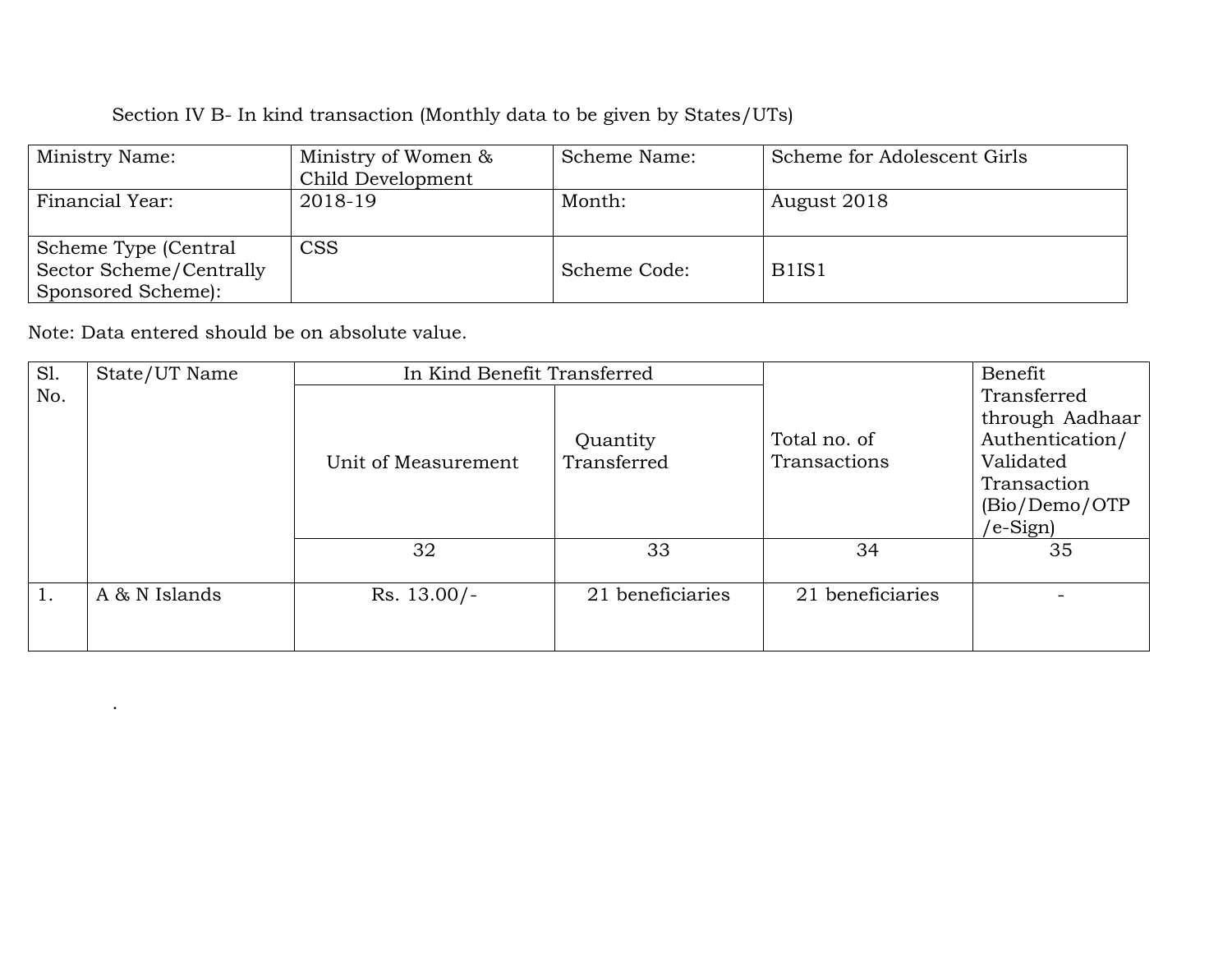Section IV B- In kind transaction (Monthly data to be given by States/UTs)

| Ministry Name: | Ministry of Women & Child Development | Scheme Name: | Scheme for Adolescent Girls |
|---|---|---|---|
| Financial Year: | 2018-19 | Month: | August 2018 |
| Scheme Type (Central Sector Scheme/Centrally Sponsored Scheme): | CSS | Scheme Code: | B1IS1 |

Note: Data entered should be on absolute value.

| Sl. No. | State/UT Name | In Kind Benefit Transferred | | Total no. of Transactions | Benefit Transferred through Aadhaar Authentication/ Validated Transaction (Bio/Demo/OTP /e-Sign) |
|---|---|---|---|---|---|
| | | Unit of Measurement | Quantity Transferred | | |
| | | 32 | 33 | 34 | 35 |
| 1. | A & N Islands | Rs. 13.00/- | 21 beneficiaries | 21 beneficiaries | - |

.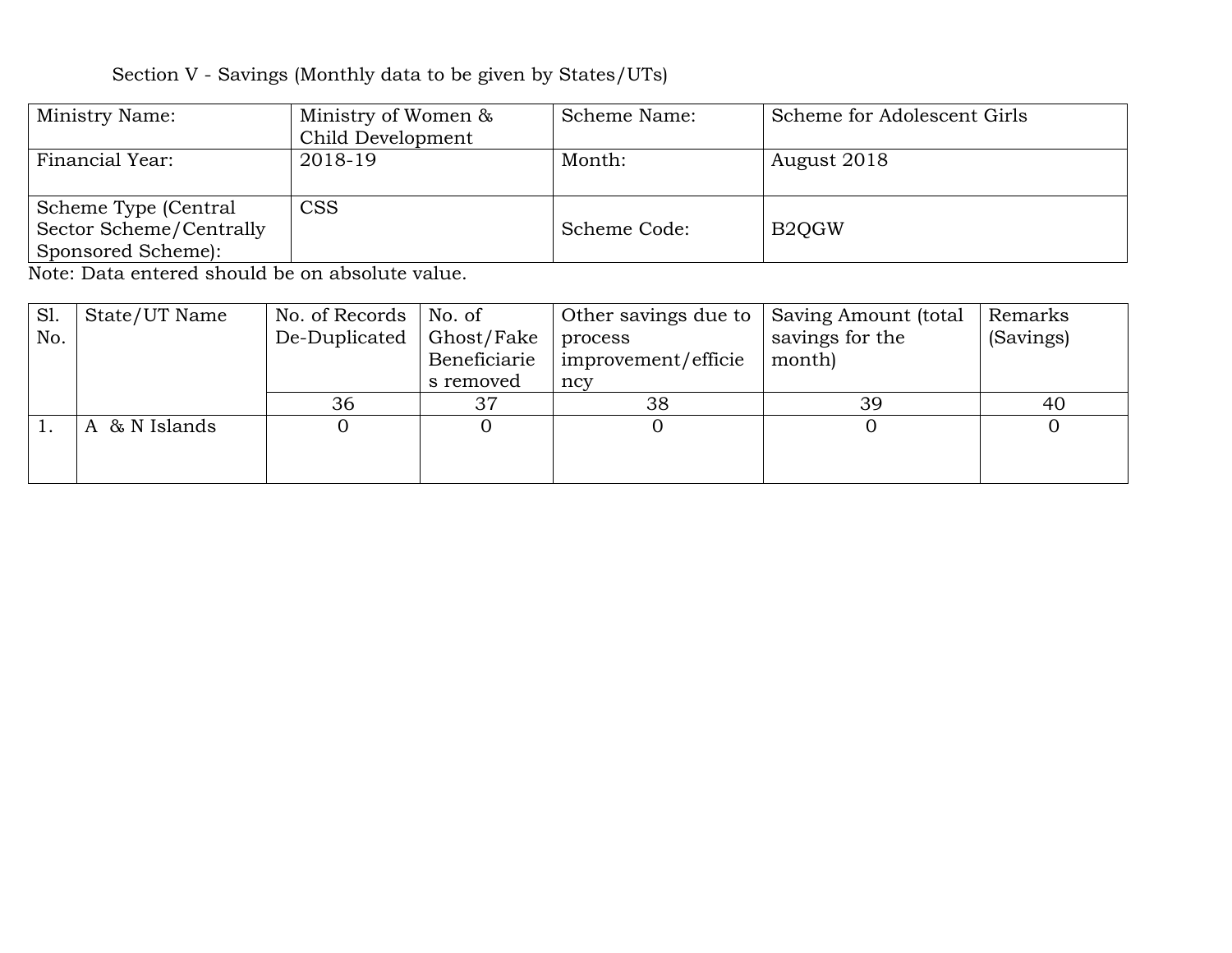Section V - Savings (Monthly data to be given by States/UTs)

| Ministry Name: | Ministry of Women & Child Development | Scheme Name: | Scheme for Adolescent Girls |
|---|---|---|---|
| Financial Year: | 2018-19 | Month: | August 2018 |
| Scheme Type (Central Sector Scheme/Centrally Sponsored Scheme): | CSS | Scheme Code: | B2QGW |

Note: Data entered should be on absolute value.

| Sl. No. | State/UT Name | No. of Records De-Duplicated | No. of Ghost/Fake Beneficiaries removed | Other savings due to process improvement/efficiency | Saving Amount (total savings for the month) | Remarks (Savings) |
|---|---|---|---|---|---|---|
| | | 36 | 37 | 38 | 39 | 40 |
| 1. | A & N Islands | 0 | 0 | 0 | 0 | 0 |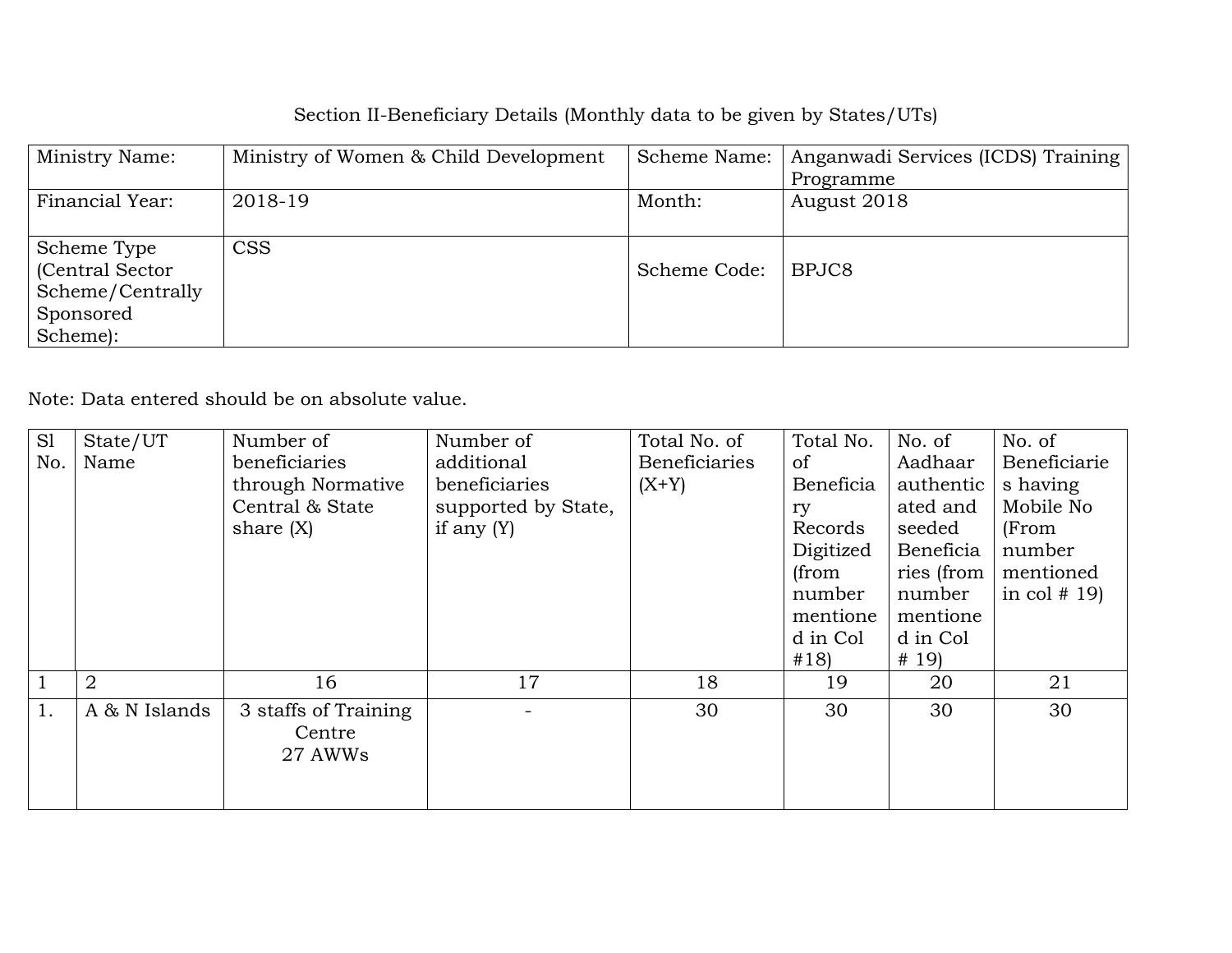Section II-Beneficiary Details (Monthly data to be given by States/UTs)

| Ministry Name: | Ministry of Women & Child Development | Scheme Name: | Anganwadi Services (ICDS) Training Programme |
|---|---|---|---|
| Financial Year: | 2018-19 | Month: | August 2018 |
| Scheme Type (Central Sector Scheme/Centrally Sponsored Scheme): | CSS | Scheme Code: | BPJC8 |

Note: Data entered should be on absolute value.

| Sl No. | State/UT Name | Number of beneficiaries through Normative Central & State share (X) | Number of additional beneficiaries supported by State, if any (Y) | Total No. of Beneficiaries (X+Y) | Total No. of Beneficiary Records Digitized (from number mentioned in Col #18) | No. of Aadhaar authenticated and seeded Beneficiaries (from number mentioned in Col # 19) | No. of Beneficiaries having Mobile No (From number mentioned in col # 19) |
|---|---|---|---|---|---|---|---|
| 1 | 2 | 16 | 17 | 18 | 19 | 20 | 21 |
| 1. | A & N Islands | 3 staffs of Training Centre 27 AWWs | - | 30 | 30 | 30 | 30 |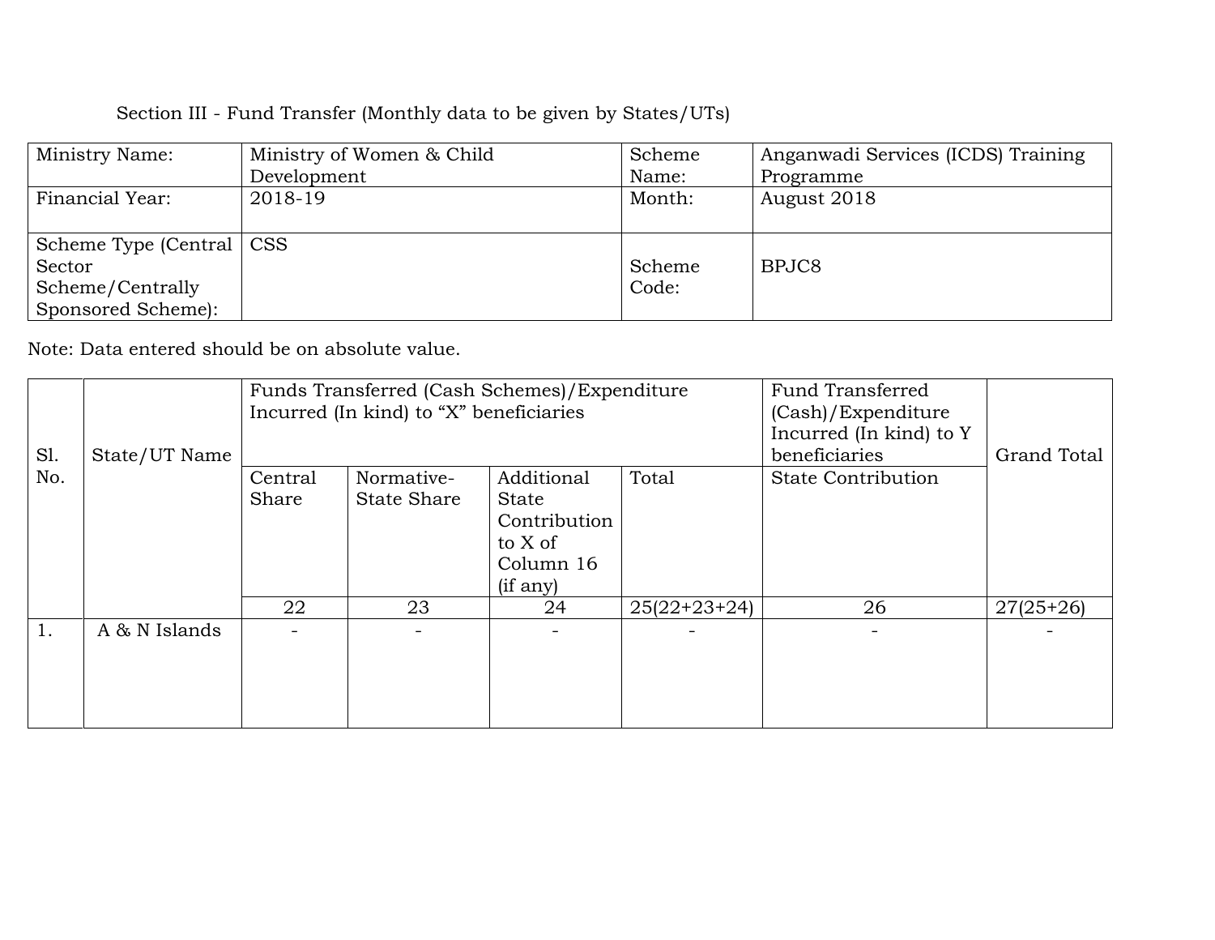Section III - Fund Transfer (Monthly data to be given by States/UTs)

| Ministry Name: | Ministry of Women & Child Development | Scheme Name: | Anganwadi Services (ICDS) Training Programme |
|---|---|---|---|
| Financial Year: | 2018-19 | Month: | August 2018 |
| Scheme Type (Central Sector Scheme/Centrally Sponsored Scheme): | CSS | Scheme Code: | BPJC8 |

Note: Data entered should be on absolute value.

| Sl. No. | State/UT Name | Funds Transferred (Cash Schemes)/Expenditure Incurred (In kind) to "X" beneficiaries | | | | Fund Transferred (Cash)/Expenditure Incurred (In kind) to Y beneficiaries | Grand Total |
|---|---|---|---|---|---|---|---|
| | | Central Share | Normative-State Share | Additional State Contribution to X of Column 16 (if any) | Total | State Contribution | |
| | | 22 | 23 | 24 | 25(22+23+24) | 26 | 27(25+26) |
| 1. | A & N Islands | - | - | - | - | - | - |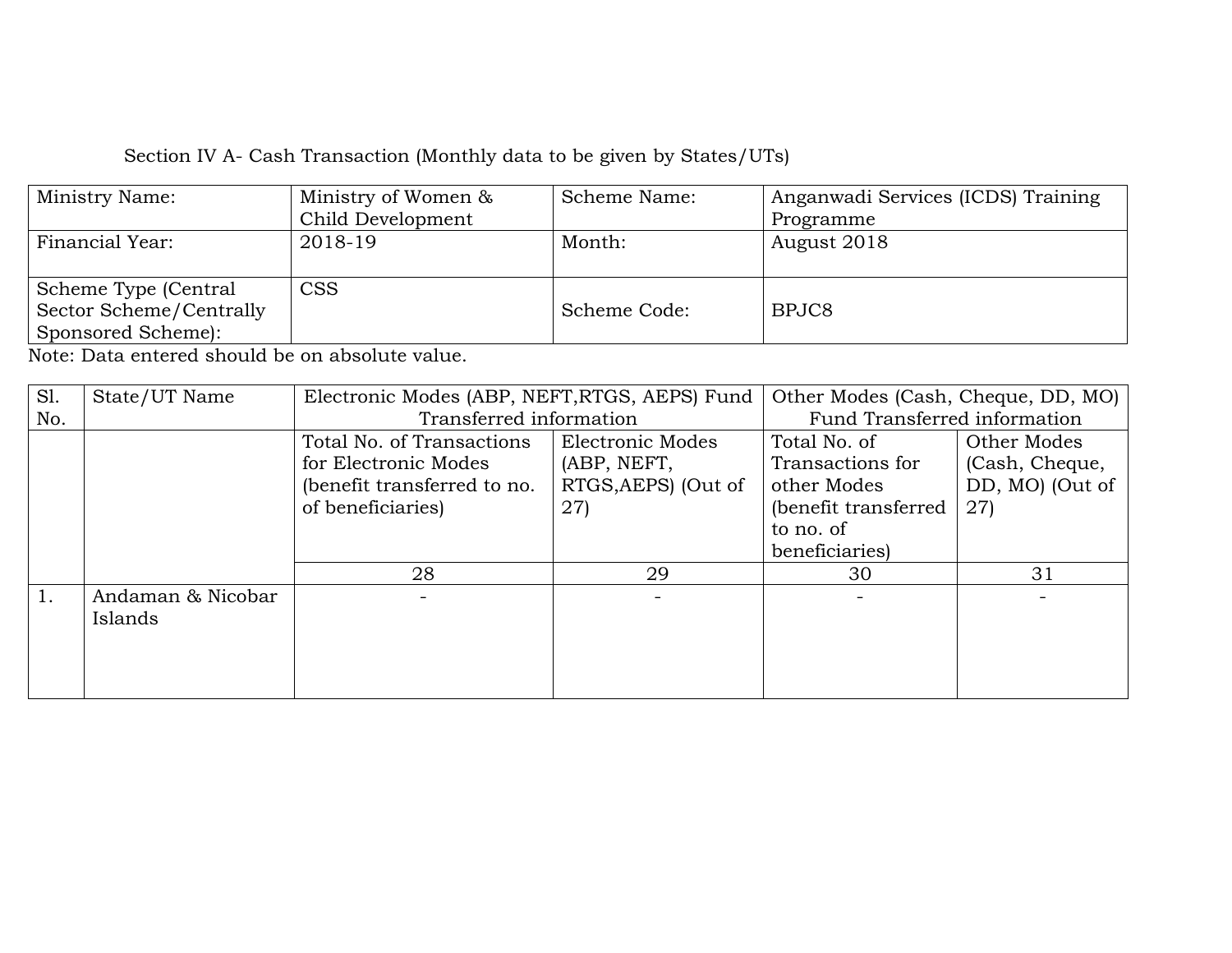Section IV A- Cash Transaction (Monthly data to be given by States/UTs)

| Ministry Name: | Ministry of Women & Child Development | Scheme Name: | Anganwadi Services (ICDS) Training Programme |
|---|---|---|---|
| Financial Year: | 2018-19 | Month: | August 2018 |
| Scheme Type (Central Sector Scheme/Centrally Sponsored Scheme): | CSS | Scheme Code: | BPJC8 |

Note: Data entered should be on absolute value.

| Sl. No. | State/UT Name | Electronic Modes (ABP, NEFT,RTGS, AEPS) Fund Transferred information | | Other Modes (Cash, Cheque, DD, MO) Fund Transferred information | |
|---|---|---|---|---|---|
| | | Total No. of Transactions for Electronic Modes (benefit transferred to no. of beneficiaries) | Electronic Modes (ABP, NEFT, RTGS,AEPS) (Out of 27) | Total No. of Transactions for other Modes (benefit transferred to no. of beneficiaries) | Other Modes (Cash, Cheque, DD, MO) (Out of 27) |
| | | 28 | 29 | 30 | 31 |
| 1. | Andaman & Nicobar Islands | - | - | - | - |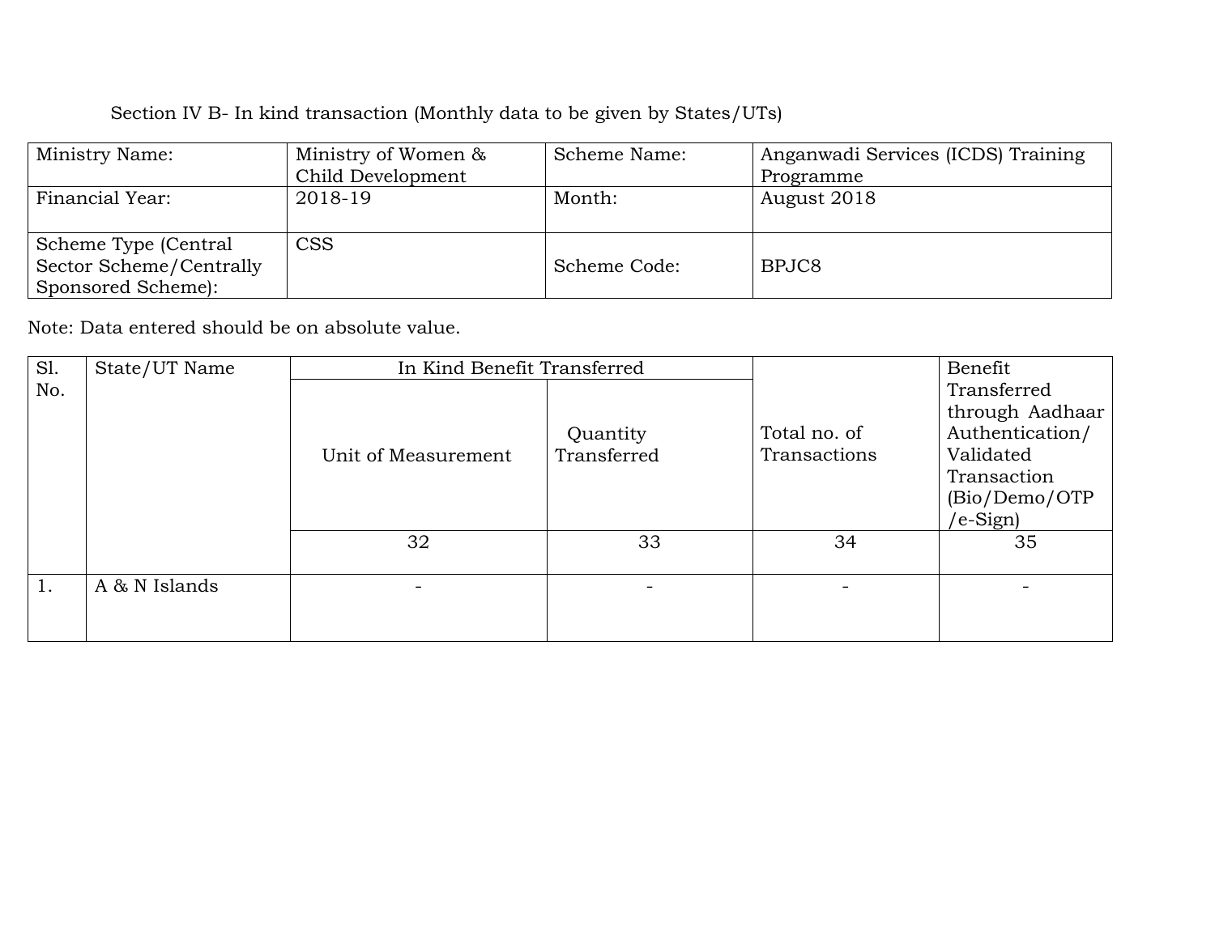Section IV B- In kind transaction (Monthly data to be given by States/UTs)

| Ministry Name: | Ministry of Women & Child Development | Scheme Name: | Anganwadi Services (ICDS) Training Programme |
|---|---|---|---|
| Financial Year: | 2018-19 | Month: | August 2018 |
| Scheme Type (Central Sector Scheme/Centrally Sponsored Scheme): | CSS | Scheme Code: | BPJC8 |

Note: Data entered should be on absolute value.

| Sl. No. | State/UT Name | In Kind Benefit Transferred | | Total no. of Transactions | Benefit Transferred through Aadhaar Authentication/ Validated Transaction (Bio/Demo/OTP /e-Sign) |
|---|---|---|---|---|---|
| | | Unit of Measurement | Quantity Transferred | | |
| | | 32 | 33 | 34 | 35 |
| 1. | A & N Islands | - | - | - | - |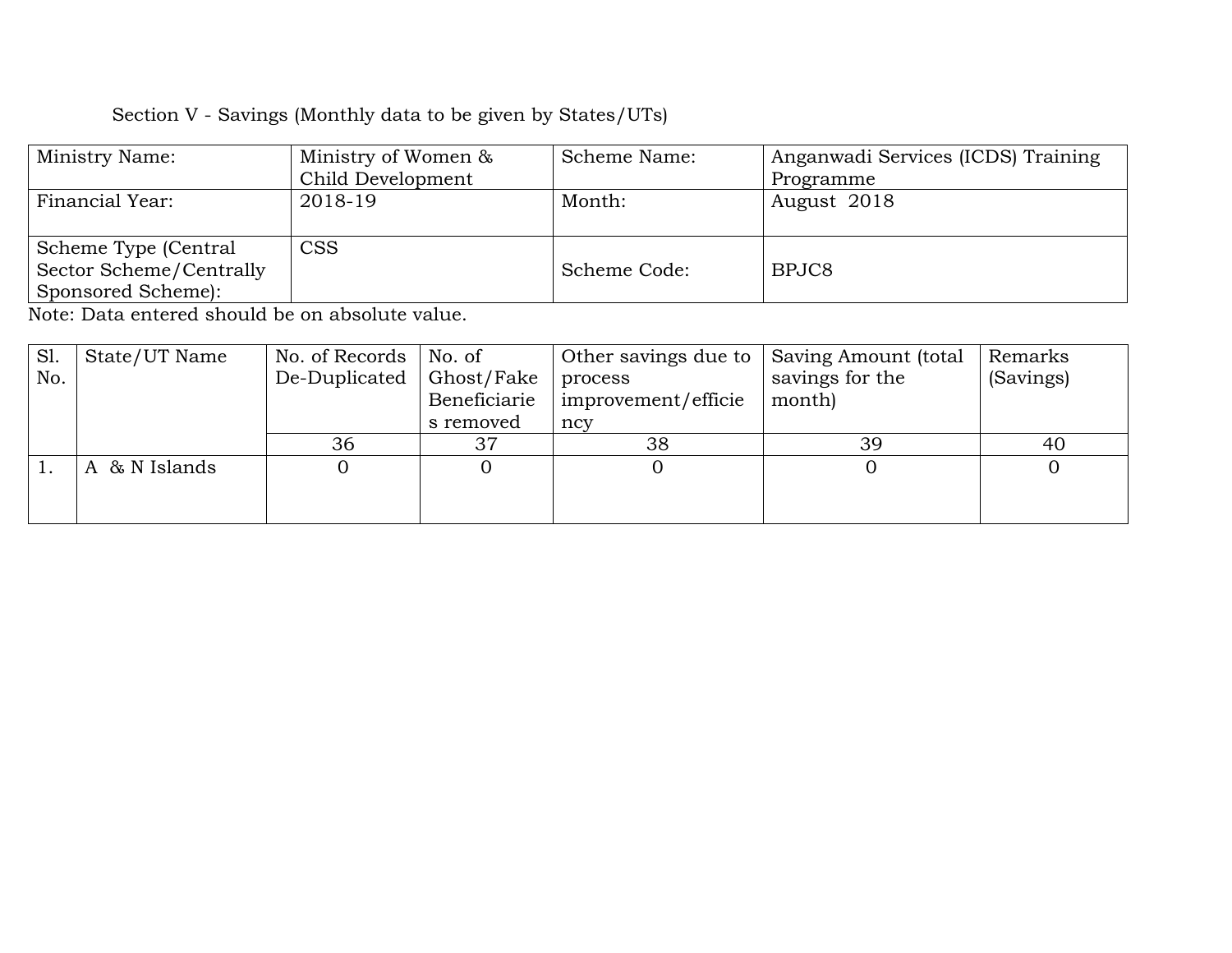Section V - Savings (Monthly data to be given by States/UTs)

| | | | |
|---|---|---|---|
| Ministry Name: | Ministry of Women & Child Development | Scheme Name: | Anganwadi Services (ICDS) Training Programme |
| Financial Year: | 2018-19 | Month: | August 2018 |
| Scheme Type (Central Sector Scheme/Centrally Sponsored Scheme): | CSS | Scheme Code: | BPJC8 |

Note: Data entered should be on absolute value.

| Sl. No. | State/UT Name | No. of Records De-Duplicated | No. of Ghost/Fake Beneficiaries removed | Other savings due to process improvement/efficiency | Saving Amount (total savings for the month) | Remarks (Savings) |
|---|---|---|---|---|---|---|
| | | 36 | 37 | 38 | 39 | 40 |
| 1. | A & N Islands | 0 | 0 | 0 | 0 | 0 |